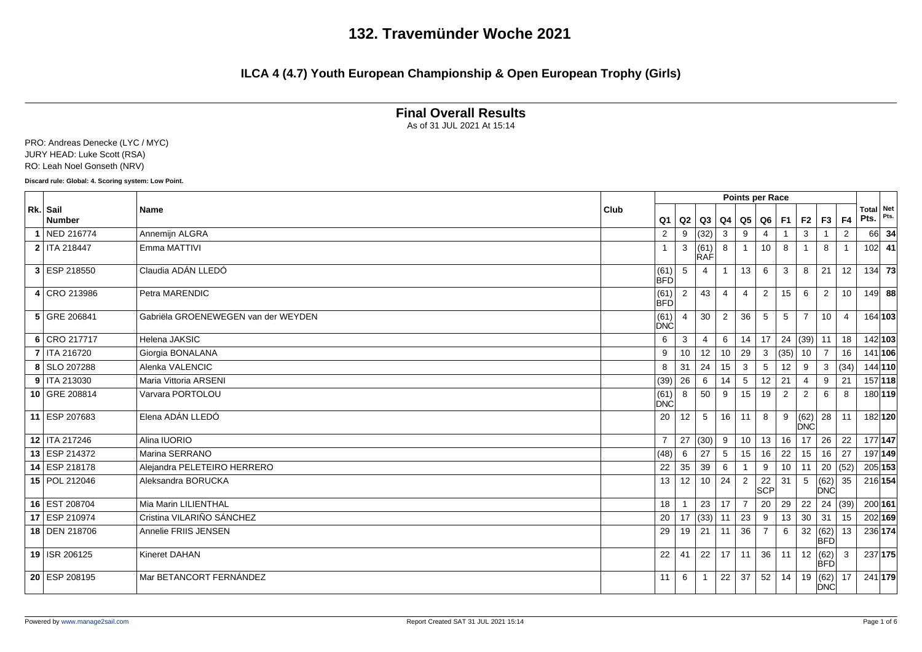# 132. Travemünder Woche 2021

## ILCA 4 (4.7) Youth European Championship & Open European Trophy (Girls)

### Final Overall Results

As of 31 JUL 2021 At 15:14

PRO: Andreas Denecke (LYC / MYC)
JURY HEAD: Luke Scott (RSA)
RO: Leah Noel Gonseth (NRV)

**Discard rule: Global: 4. Scoring system: Low Point.**

| Rk. | Sail Number | Name | Club | Q1 | Q2 | Q3 | Q4 | Q5 | Q6 | F1 | F2 | F3 | F4 | Total Pts. | Net Pts. |
|---|---|---|---|---|---|---|---|---|---|---|---|---|---|---|---|
| **1** | NED 216774 | Annemijn ALGRA | | 2 | 9 | (32) | 3 | 9 | 4 | 1 | 3 | 1 | 2 | 66 | **34** |
| **2** | ITA 218447 | Emma MATTIVI | | 1 | 3 | (61) RAF | 8 | 1 | 10 | 8 | 1 | 8 | 1 | 102 | **41** |
| **3** | ESP 218550 | Claudia ADÁN LLEDÓ | | (61) BFD | 5 | 4 | 1 | 13 | 6 | 3 | 8 | 21 | 12 | 134 | **73** |
| **4** | CRO 213986 | Petra MARENDIC | | (61) BFD | 2 | 43 | 4 | 4 | 2 | 15 | 6 | 2 | 10 | 149 | **88** |
| **5** | GRE 206841 | Gabriëla GROENEWEGEN van der WEYDEN | | (61) DNC | 4 | 30 | 2 | 36 | 5 | 5 | 7 | 10 | 4 | 164 | **103** |
| **6** | CRO 217717 | Helena JAKSIC | | 6 | 3 | 4 | 6 | 14 | 17 | 24 | (39) | 11 | 18 | 142 | **103** |
| **7** | ITA 216720 | Giorgia BONALANA | | 9 | 10 | 12 | 10 | 29 | 3 | (35) | 10 | 7 | 16 | 141 | **106** |
| **8** | SLO 207288 | Alenka VALENCIC | | 8 | 31 | 24 | 15 | 3 | 5 | 12 | 9 | 3 | (34) | 144 | **110** |
| **9** | ITA 213030 | Maria Vittoria ARSENI | | (39) | 26 | 6 | 14 | 5 | 12 | 21 | 4 | 9 | 21 | 157 | **118** |
| **10** | GRE 208814 | Varvara PORTOLOU | | (61) DNC | 8 | 50 | 9 | 15 | 19 | 2 | 2 | 6 | 8 | 180 | **119** |
| **11** | ESP 207683 | Elena ADÁN LLEDÓ | | 20 | 12 | 5 | 16 | 11 | 8 | 9 | (62) DNC | 28 | 11 | 182 | **120** |
| **12** | ITA 217246 | Alina IUORIO | | 7 | 27 | (30) | 9 | 10 | 13 | 16 | 17 | 26 | 22 | 177 | **147** |
| **13** | ESP 214372 | Marina SERRANO | | (48) | 6 | 27 | 5 | 15 | 16 | 22 | 15 | 16 | 27 | 197 | **149** |
| **14** | ESP 218178 | Alejandra PELETEIRO HERRERO | | 22 | 35 | 39 | 6 | 1 | 9 | 10 | 11 | 20 | (52) | 205 | **153** |
| **15** | POL 212046 | Aleksandra BORUCKA | | 13 | 12 | 10 | 24 | 2 | 22 SCP | 31 | 5 | (62) DNC | 35 | 216 | **154** |
| **16** | EST 208704 | Mia Marin LILIENTHAL | | 18 | 1 | 23 | 17 | 7 | 20 | 29 | 22 | 24 | (39) | 200 | **161** |
| **17** | ESP 210974 | Cristina VILARIÑO SÁNCHEZ | | 20 | 17 | (33) | 11 | 23 | 9 | 13 | 30 | 31 | 15 | 202 | **169** |
| **18** | DEN 218706 | Annelie FRIIS JENSEN | | 29 | 19 | 21 | 11 | 36 | 7 | 6 | 32 | (62) BFD | 13 | 236 | **174** |
| **19** | ISR 206125 | Kineret DAHAN | | 22 | 41 | 22 | 17 | 11 | 36 | 11 | 12 | (62) BFD | 3 | 237 | **175** |
| **20** | ESP 208195 | Mar BETANCORT FERNÁNDEZ | | 11 | 6 | 1 | 22 | 37 | 52 | 14 | 19 | (62) DNC | 17 | 241 | **179** |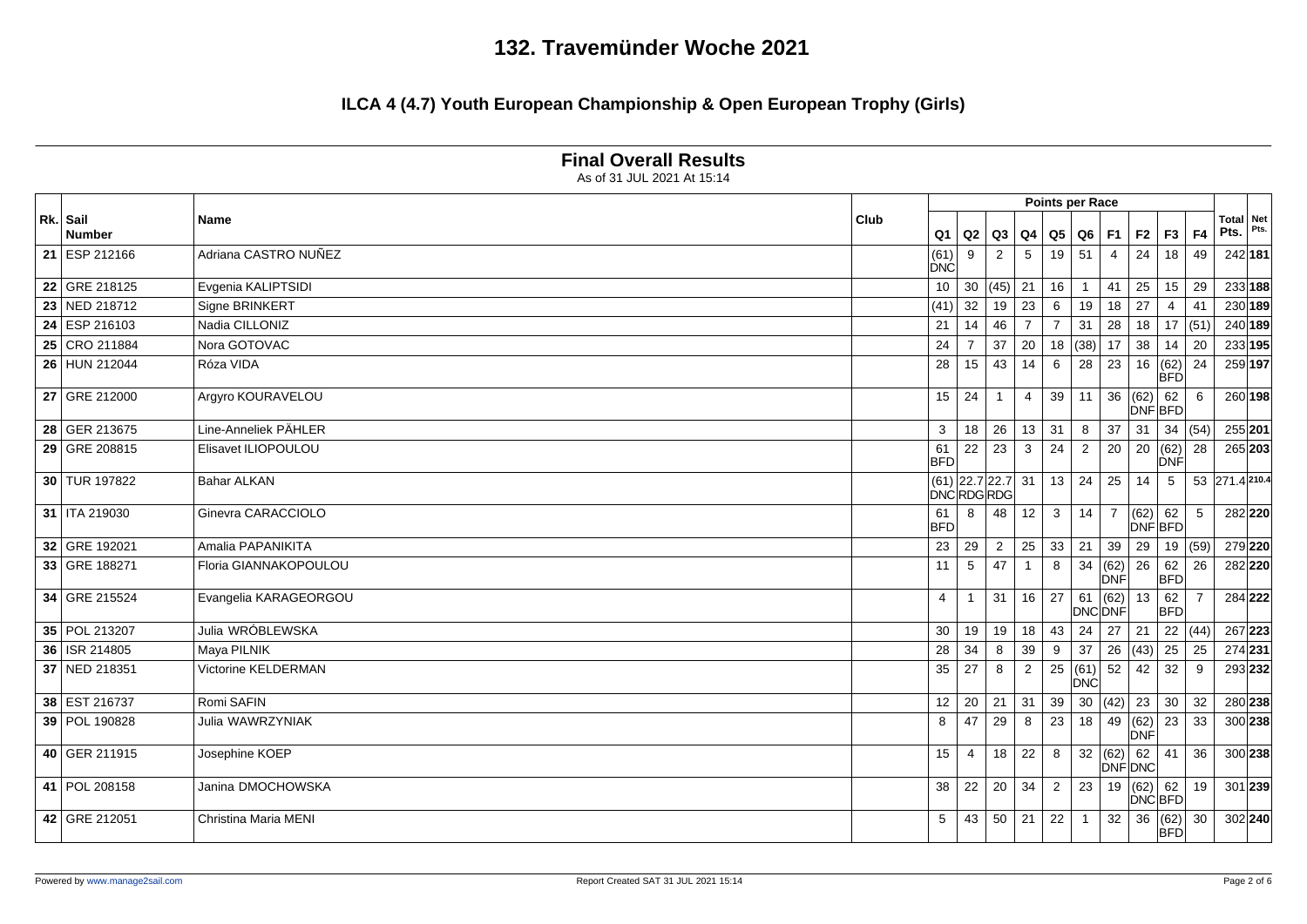# 132. Travemünder Woche 2021

## ILCA 4 (4.7) Youth European Championship & Open European Trophy (Girls)

### Final Overall Results

As of 31 JUL 2021 At 15:14

| Rk. | Sail Number | Name | Club | Q1 | Q2 | Q3 | Q4 | Q5 | Q6 | F1 | F2 | F3 | F4 | Total Pts. | Net Pts. |
|---|---|---|---|---|---|---|---|---|---|---|---|---|---|---|---|
| **21** | ESP 212166 | Adriana CASTRO NUÑEZ | | (61) DNC | 9 | 2 | 5 | 19 | 51 | 4 | 24 | 18 | 49 | 242 | **181** |
| **22** | GRE 218125 | Evgenia KALIPTSIDI | | 10 | 30 | (45) | 21 | 16 | 1 | 41 | 25 | 15 | 29 | 233 | **188** |
| **23** | NED 218712 | Signe BRINKERT | | (41) | 32 | 19 | 23 | 6 | 19 | 18 | 27 | 4 | 41 | 230 | **189** |
| **24** | ESP 216103 | Nadia CILLONIZ | | 21 | 14 | 46 | 7 | 7 | 31 | 28 | 18 | 17 | (51) | 240 | **189** |
| **25** | CRO 211884 | Nora GOTOVAC | | 24 | 7 | 37 | 20 | 18 | (38) | 17 | 38 | 14 | 20 | 233 | **195** |
| **26** | HUN 212044 | Róza VIDA | | 28 | 15 | 43 | 14 | 6 | 28 | 23 | 16 | (62) BFD | 24 | 259 | **197** |
| **27** | GRE 212000 | Argyro KOURAVELOU | | 15 | 24 | 1 | 4 | 39 | 11 | 36 | (62) DNF | 62 BFD | 6 | 260 | **198** |
| **28** | GER 213675 | Line-Anneliek PÄHLER | | 3 | 18 | 26 | 13 | 31 | 8 | 37 | 31 | 34 | (54) | 255 | **201** |
| **29** | GRE 208815 | Elisavet ILIOPOULOU | | 61 BFD | 22 | 23 | 3 | 24 | 2 | 20 | 20 | (62) DNF | 28 | 265 | **203** |
| **30** | TUR 197822 | Bahar ALKAN | | (61) DNC | 22.7 RDG | 22.7 RDG | 31 | 13 | 24 | 25 | 14 | 5 | 53 | 271.4 | **210.4** |
| **31** | ITA 219030 | Ginevra CARACCIOLO | | 61 BFD | 8 | 48 | 12 | 3 | 14 | 7 | (62) DNF | 62 BFD | 5 | 282 | **220** |
| **32** | GRE 192021 | Amalia PAPANIKITA | | 23 | 29 | 2 | 25 | 33 | 21 | 39 | 29 | 19 | (59) | 279 | **220** |
| **33** | GRE 188271 | Floria GIANNAKOPOULOU | | 11 | 5 | 47 | 1 | 8 | 34 | (62) DNF | 26 | 62 BFD | 26 | 282 | **220** |
| **34** | GRE 215524 | Evangelia KARAGEORGOU | | 4 | 1 | 31 | 16 | 27 | 61 DNC | (62) DNF | 13 | 62 BFD | 7 | 284 | **222** |
| **35** | POL 213207 | Julia WRÓBLEWSKA | | 30 | 19 | 19 | 18 | 43 | 24 | 27 | 21 | 22 | (44) | 267 | **223** |
| **36** | ISR 214805 | Maya PILNIK | | 28 | 34 | 8 | 39 | 9 | 37 | 26 | (43) | 25 | 25 | 274 | **231** |
| **37** | NED 218351 | Victorine KELDERMAN | | 35 | 27 | 8 | 2 | 25 | (61) DNC | 52 | 42 | 32 | 9 | 293 | **232** |
| **38** | EST 216737 | Romi SAFIN | | 12 | 20 | 21 | 31 | 39 | 30 | (42) | 23 | 30 | 32 | 280 | **238** |
| **39** | POL 190828 | Julia WAWRZYNIAK | | 8 | 47 | 29 | 8 | 23 | 18 | 49 | (62) DNF | 23 | 33 | 300 | **238** |
| **40** | GER 211915 | Josephine KOEP | | 15 | 4 | 18 | 22 | 8 | 32 | (62) DNF | 62 DNC | 41 | 36 | 300 | **238** |
| **41** | POL 208158 | Janina DMOCHOWSKA | | 38 | 22 | 20 | 34 | 2 | 23 | 19 | (62) DNC | 62 BFD | 19 | 301 | **239** |
| **42** | GRE 212051 | Christina Maria MENI | | 5 | 43 | 50 | 21 | 22 | 1 | 32 | 36 | (62) BFD | 30 | 302 | **240** |

Powered by www.manage2sail.com

Report Created SAT 31 JUL 2021 15:14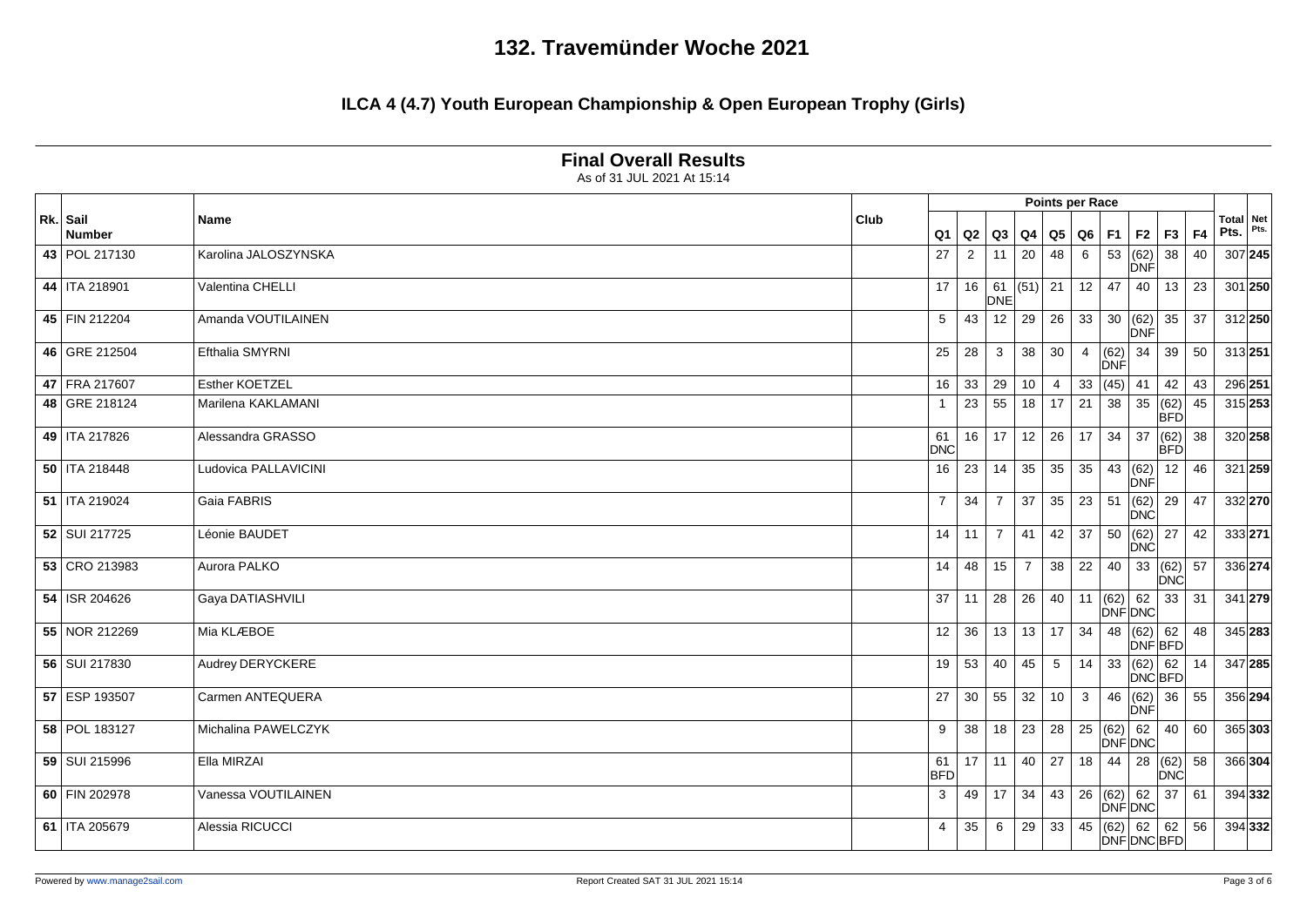# 132. Travemünder Woche 2021

## ILCA 4 (4.7) Youth European Championship & Open European Trophy (Girls)

### Final Overall Results

As of 31 JUL 2021 At 15:14

| Rk. | Sail Number | Name | Club | Q1 | Q2 | Q3 | Q4 | Q5 | Q6 | F1 | F2 | F3 | F4 | Total Pts. | Net Pts. |
|---|---|---|---|---|---|---|---|---|---|---|---|---|---|---|---|
| | | | | Points per Race | | | | | | | | | | | |
| 43 | POL 217130 | Karolina JALOSZYNSKA | | 27 | 2 | 11 | 20 | 48 | 6 | 53 | (62) DNF | 38 | 40 | 307 | **245** |
| 44 | ITA 218901 | Valentina CHELLI | | 17 | 16 | 61 DNE | (51) | 21 | 12 | 47 | 40 | 13 | 23 | 301 | **250** |
| 45 | FIN 212204 | Amanda VOUTILAINEN | | 5 | 43 | 12 | 29 | 26 | 33 | 30 | (62) DNF | 35 | 37 | 312 | **250** |
| 46 | GRE 212504 | Efthalia SMYRNI | | 25 | 28 | 3 | 38 | 30 | 4 | (62) DNF | 34 | 39 | 50 | 313 | **251** |
| 47 | FRA 217607 | Esther KOETZEL | | 16 | 33 | 29 | 10 | 4 | 33 | (45) | 41 | 42 | 43 | 296 | **251** |
| 48 | GRE 218124 | Marilena KAKLAMANI | | 1 | 23 | 55 | 18 | 17 | 21 | 38 | 35 | (62) BFD | 45 | 315 | **253** |
| 49 | ITA 217826 | Alessandra GRASSO | | 61 DNC | 16 | 17 | 12 | 26 | 17 | 34 | 37 | (62) BFD | 38 | 320 | **258** |
| 50 | ITA 218448 | Ludovica PALLAVICINI | | 16 | 23 | 14 | 35 | 35 | 35 | 43 | (62) DNF | 12 | 46 | 321 | **259** |
| 51 | ITA 219024 | Gaia FABRIS | | 7 | 34 | 7 | 37 | 35 | 23 | 51 | (62) DNC | 29 | 47 | 332 | **270** |
| 52 | SUI 217725 | Léonie BAUDET | | 14 | 11 | 7 | 41 | 42 | 37 | 50 | (62) DNC | 27 | 42 | 333 | **271** |
| 53 | CRO 213983 | Aurora PALKO | | 14 | 48 | 15 | 7 | 38 | 22 | 40 | 33 | (62) DNC | 57 | 336 | **274** |
| 54 | ISR 204626 | Gaya DATIASHVILI | | 37 | 11 | 28 | 26 | 40 | 11 | (62) DNF | 62 DNC | 33 | 31 | 341 | **279** |
| 55 | NOR 212269 | Mia KLÆBOE | | 12 | 36 | 13 | 13 | 17 | 34 | 48 | (62) DNF | 62 BFD | 48 | 345 | **283** |
| 56 | SUI 217830 | Audrey DERYCKERE | | 19 | 53 | 40 | 45 | 5 | 14 | 33 | (62) DNC | 62 BFD | 14 | 347 | **285** |
| 57 | ESP 193507 | Carmen ANTEQUERA | | 27 | 30 | 55 | 32 | 10 | 3 | 46 | (62) DNF | 36 | 55 | 356 | **294** |
| 58 | POL 183127 | Michalina PAWELCZYK | | 9 | 38 | 18 | 23 | 28 | 25 | (62) DNF | 62 DNC | 40 | 60 | 365 | **303** |
| 59 | SUI 215996 | Ella MIRZAI | | 61 BFD | 17 | 11 | 40 | 27 | 18 | 44 | 28 | (62) DNC | 58 | 366 | **304** |
| 60 | FIN 202978 | Vanessa VOUTILAINEN | | 3 | 49 | 17 | 34 | 43 | 26 | (62) DNF | 62 DNC | 37 | 61 | 394 | **332** |
| 61 | ITA 205679 | Alessia RICUCCI | | 4 | 35 | 6 | 29 | 33 | 45 | (62) DNF | 62 DNC | 62 BFD | 56 | 394 | **332** |

Powered by www.manage2sail.com

Report Created SAT 31 JUL 2021 15:14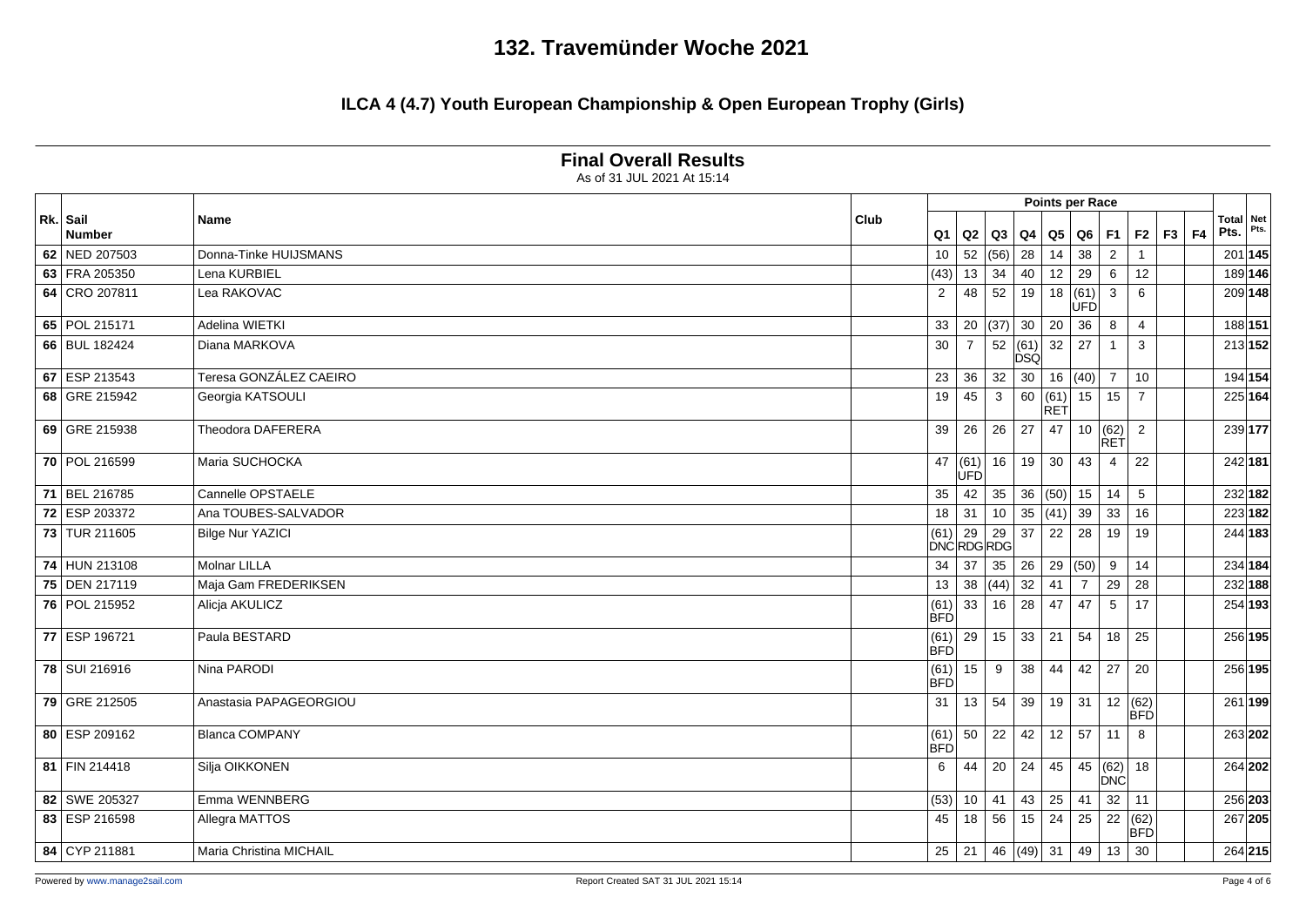# 132. Travemünder Woche 2021

## ILCA 4 (4.7) Youth European Championship & Open European Trophy (Girls)

### Final Overall Results

As of 31 JUL 2021 At 15:14

| Rk. | Sail Number | Name | Club | Q1 | Q2 | Q3 | Q4 | Q5 | Q6 | F1 | F2 | F3 | F4 | Total Pts. | Net Pts. |
|---|---|---|---|---|---|---|---|---|---|---|---|---|---|---|---|
| **62** | NED 207503 | Donna-Tinke HUIJSMANS | | 10 | 52 | (56) | 28 | 14 | 38 | 2 | 1 | | | 201 | **145** |
| **63** | FRA 205350 | Lena KURBIEL | | (43) | 13 | 34 | 40 | 12 | 29 | 6 | 12 | | | 189 | **146** |
| **64** | CRO 207811 | Lea RAKOVAC | | 2 | 48 | 52 | 19 | 18 | (61) UFD | 3 | 6 | | | 209 | **148** |
| **65** | POL 215171 | Adelina WIETKI | | 33 | 20 | (37) | 30 | 20 | 36 | 8 | 4 | | | 188 | **151** |
| **66** | BUL 182424 | Diana MARKOVA | | 30 | 7 | 52 | (61) DSQ | 32 | 27 | 1 | 3 | | | 213 | **152** |
| **67** | ESP 213543 | Teresa GONZÁLEZ CAEIRO | | 23 | 36 | 32 | 30 | 16 | (40) | 7 | 10 | | | 194 | **154** |
| **68** | GRE 215942 | Georgia KATSOULI | | 19 | 45 | 3 | 60 | (61) RET | 15 | 15 | 7 | | | 225 | **164** |
| **69** | GRE 215938 | Theodora DAFERERA | | 39 | 26 | 26 | 27 | 47 | 10 | (62) RET | 2 | | | 239 | **177** |
| **70** | POL 216599 | Maria SUCHOCKA | | 47 | (61) UFD | 16 | 19 | 30 | 43 | 4 | 22 | | | 242 | **181** |
| **71** | BEL 216785 | Cannelle OPSTAELE | | 35 | 42 | 35 | 36 | (50) | 15 | 14 | 5 | | | 232 | **182** |
| **72** | ESP 203372 | Ana TOUBES-SALVADOR | | 18 | 31 | 10 | 35 | (41) | 39 | 33 | 16 | | | 223 | **182** |
| **73** | TUR 211605 | Bilge Nur YAZICI | | (61) DNC | 29 RDG | 29 RDG | 37 | 22 | 28 | 19 | 19 | | | 244 | **183** |
| **74** | HUN 213108 | Molnar LILLA | | 34 | 37 | 35 | 26 | 29 | (50) | 9 | 14 | | | 234 | **184** |
| **75** | DEN 217119 | Maja Gam FREDERIKSEN | | 13 | 38 | (44) | 32 | 41 | 7 | 29 | 28 | | | 232 | **188** |
| **76** | POL 215952 | Alicja AKULICZ | | (61) BFD | 33 | 16 | 28 | 47 | 47 | 5 | 17 | | | 254 | **193** |
| **77** | ESP 196721 | Paula BESTARD | | (61) BFD | 29 | 15 | 33 | 21 | 54 | 18 | 25 | | | 256 | **195** |
| **78** | SUI 216916 | Nina PARODI | | (61) BFD | 15 | 9 | 38 | 44 | 42 | 27 | 20 | | | 256 | **195** |
| **79** | GRE 212505 | Anastasia PAPAGEORGIOU | | 31 | 13 | 54 | 39 | 19 | 31 | 12 | (62) BFD | | | 261 | **199** |
| **80** | ESP 209162 | Blanca COMPANY | | (61) BFD | 50 | 22 | 42 | 12 | 57 | 11 | 8 | | | 263 | **202** |
| **81** | FIN 214418 | Silja OIKKONEN | | 6 | 44 | 20 | 24 | 45 | 45 | (62) DNC | 18 | | | 264 | **202** |
| **82** | SWE 205327 | Emma WENNBERG | | (53) | 10 | 41 | 43 | 25 | 41 | 32 | 11 | | | 256 | **203** |
| **83** | ESP 216598 | Allegra MATTOS | | 45 | 18 | 56 | 15 | 24 | 25 | 22 | (62) BFD | | | 267 | **205** |
| **84** | CYP 211881 | Maria Christina MICHAIL | | 25 | 21 | 46 | (49) | 31 | 49 | 13 | 30 | | | 264 | **215** |

Powered by www.manage2sail.com

Report Created SAT 31 JUL 2021 15:14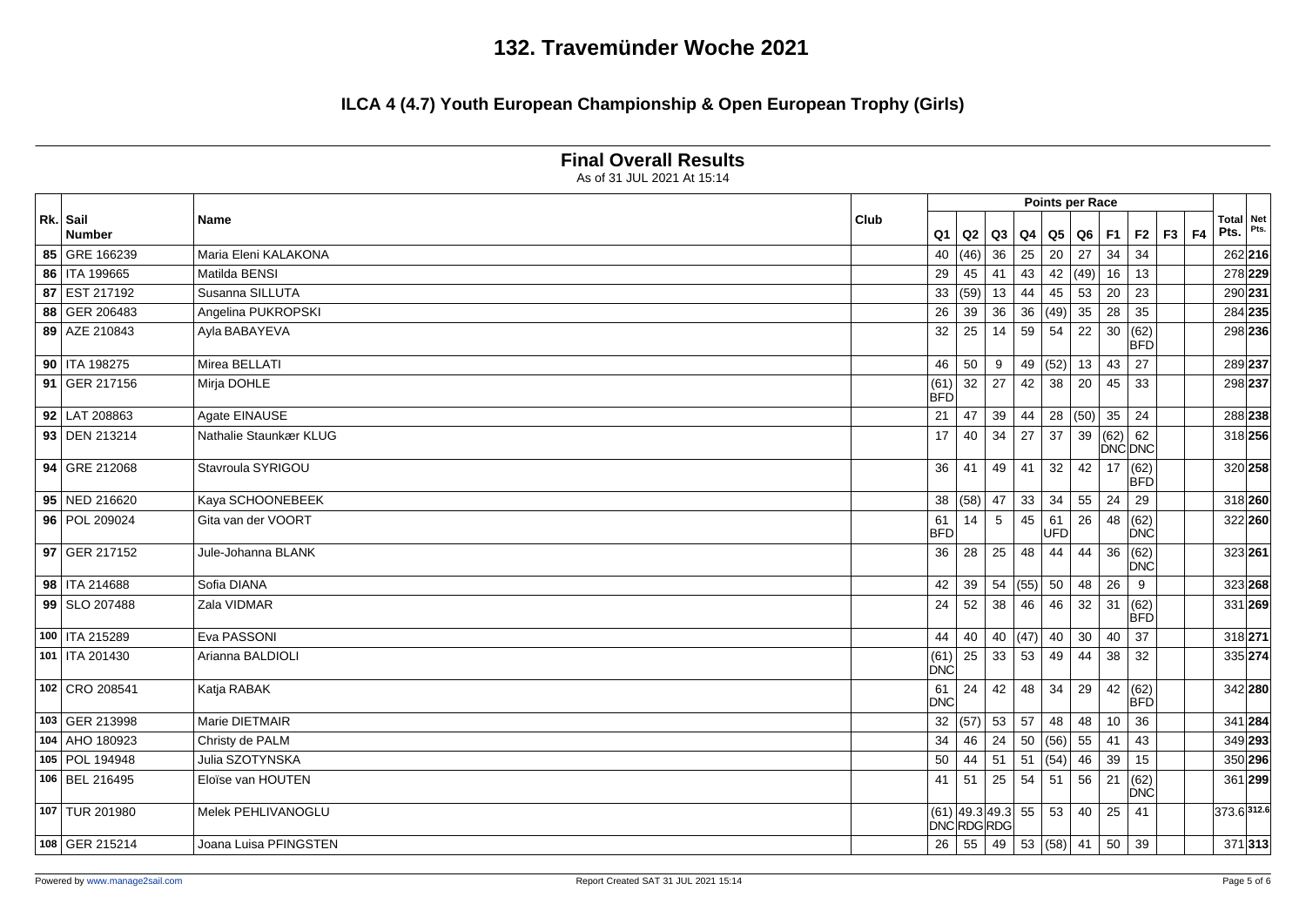# 132. Travemünder Woche 2021

## ILCA 4 (4.7) Youth European Championship & Open European Trophy (Girls)

### Final Overall Results

As of 31 JUL 2021 At 15:14

| Rk. | Sail Number | Name | Club | Q1 | Q2 | Q3 | Q4 | Q5 | Q6 | F1 | F2 | F3 | F4 | Total Pts. | Net Pts. |
|---|---|---|---|---|---|---|---|---|---|---|---|---|---|---|---|
| 85 | GRE 166239 | Maria Eleni KALAKONA | | 40 | (46) | 36 | 25 | 20 | 27 | 34 | 34 | | | 262 | **216** |
| 86 | ITA 199665 | Matilda BENSI | | 29 | 45 | 41 | 43 | 42 | (49) | 16 | 13 | | | 278 | **229** |
| 87 | EST 217192 | Susanna SILLUTA | | 33 | (59) | 13 | 44 | 45 | 53 | 20 | 23 | | | 290 | **231** |
| 88 | GER 206483 | Angelina PUKROPSKI | | 26 | 39 | 36 | 36 | (49) | 35 | 28 | 35 | | | 284 | **235** |
| 89 | AZE 210843 | Ayla BABAYEVA | | 32 | 25 | 14 | 59 | 54 | 22 | 30 | (62) BFD | | | 298 | **236** |
| 90 | ITA 198275 | Mirea BELLATI | | 46 | 50 | 9 | 49 | (52) | 13 | 43 | 27 | | | 289 | **237** |
| 91 | GER 217156 | Mirja DOHLE | | (61) BFD | 32 | 27 | 42 | 38 | 20 | 45 | 33 | | | 298 | **237** |
| 92 | LAT 208863 | Agate EINAUSE | | 21 | 47 | 39 | 44 | 28 | (50) | 35 | 24 | | | 288 | **238** |
| 93 | DEN 213214 | Nathalie Staunkær KLUG | | 17 | 40 | 34 | 27 | 37 | 39 | (62) DNC | 62 DNC | | | 318 | **256** |
| 94 | GRE 212068 | Stavroula SYRIGOU | | 36 | 41 | 49 | 41 | 32 | 42 | 17 | (62) BFD | | | 320 | **258** |
| 95 | NED 216620 | Kaya SCHOONEBEEK | | 38 | (58) | 47 | 33 | 34 | 55 | 24 | 29 | | | 318 | **260** |
| 96 | POL 209024 | Gita van der VOORT | | 61 BFD | 14 | 5 | 45 | 61 UFD | 26 | 48 | (62) DNC | | | 322 | **260** |
| 97 | GER 217152 | Jule-Johanna BLANK | | 36 | 28 | 25 | 48 | 44 | 44 | 36 | (62) DNC | | | 323 | **261** |
| 98 | ITA 214688 | Sofia DIANA | | 42 | 39 | 54 | (55) | 50 | 48 | 26 | 9 | | | 323 | **268** |
| 99 | SLO 207488 | Zala VIDMAR | | 24 | 52 | 38 | 46 | 46 | 32 | 31 | (62) BFD | | | 331 | **269** |
| 100 | ITA 215289 | Eva PASSONI | | 44 | 40 | 40 | (47) | 40 | 30 | 40 | 37 | | | 318 | **271** |
| 101 | ITA 201430 | Arianna BALDIOLI | | (61) DNC | 25 | 33 | 53 | 49 | 44 | 38 | 32 | | | 335 | **274** |
| 102 | CRO 208541 | Katja RABAK | | 61 DNC | 24 | 42 | 48 | 34 | 29 | 42 | (62) BFD | | | 342 | **280** |
| 103 | GER 213998 | Marie DIETMAIR | | 32 | (57) | 53 | 57 | 48 | 48 | 10 | 36 | | | 341 | **284** |
| 104 | AHO 180923 | Christy de PALM | | 34 | 46 | 24 | 50 | (56) | 55 | 41 | 43 | | | 349 | **293** |
| 105 | POL 194948 | Julia SZOTYNSKA | | 50 | 44 | 51 | 51 | (54) | 46 | 39 | 15 | | | 350 | **296** |
| 106 | BEL 216495 | Eloïse van HOUTEN | | 41 | 51 | 25 | 54 | 51 | 56 | 21 | (62) DNC | | | 361 | **299** |
| 107 | TUR 201980 | Melek PEHLIVANOGLU | | (61) DNC | 49.3 RDG | 49.3 RDG | 55 | 53 | 40 | 25 | 41 | | | 373.6 | **312.6** |
| 108 | GER 215214 | Joana Luisa PFINGSTEN | | 26 | 55 | 49 | 53 | (58) | 41 | 50 | 39 | | | 371 | **313** |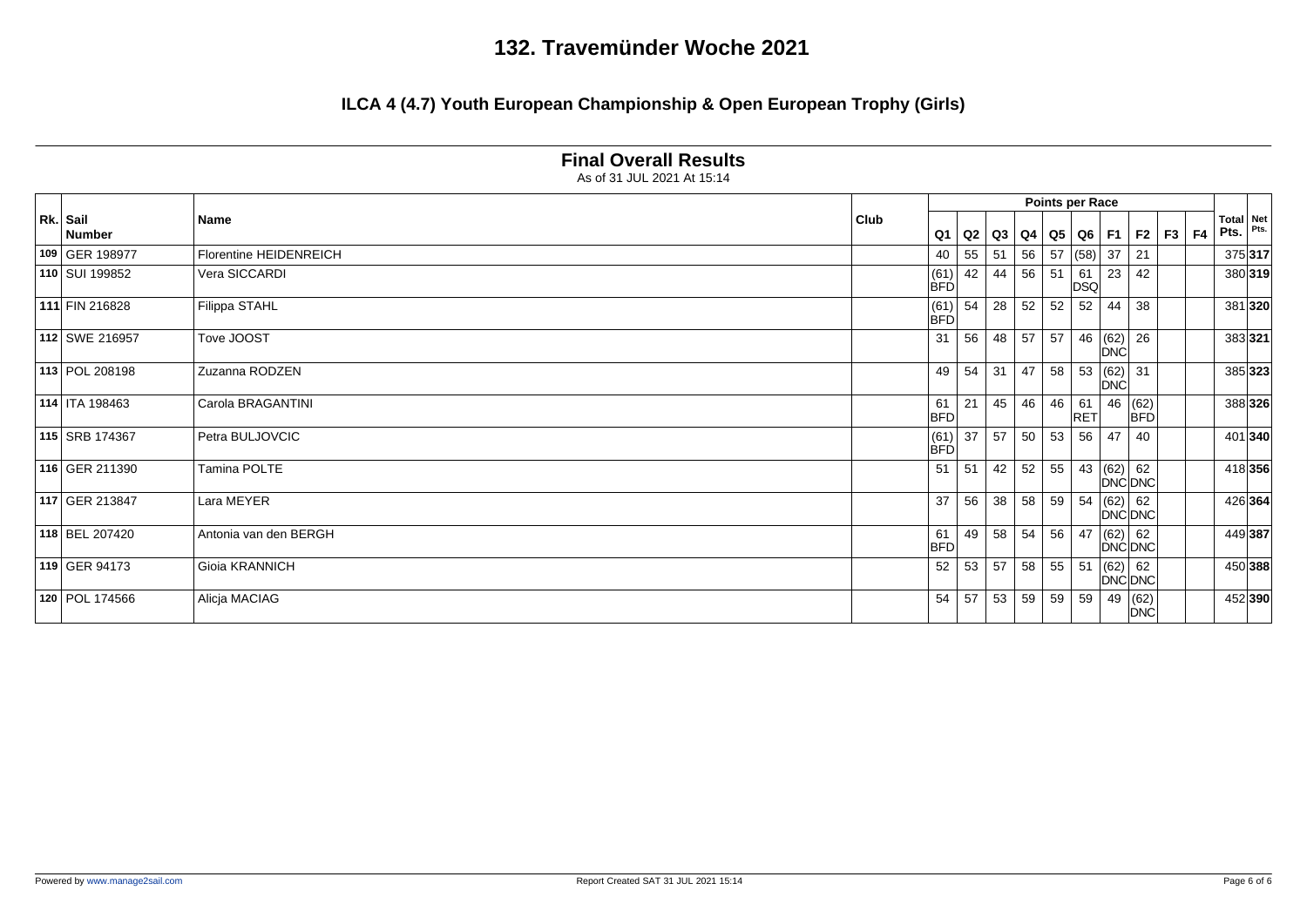# 132. Travemünder Woche 2021

## ILCA 4 (4.7) Youth European Championship & Open European Trophy (Girls)

### Final Overall Results

As of 31 JUL 2021 At 15:14

| Rk. | Sail Number | Name | Club | Q1 | Q2 | Q3 | Q4 | Q5 | Q6 | F1 | F2 | F3 | F4 | Total Pts. | Net Pts. |
|---|---|---|---|---|---|---|---|---|---|---|---|---|---|---|---|
| | | | | Points per Race | | | | | | | | | | | |
| 109 | GER 198977 | Florentine HEIDENREICH | | 40 | 55 | 51 | 56 | 57 | (58) | 37 | 21 | | | 375 | **317** |
| 110 | SUI 199852 | Vera SICCARDI | | (61) BFD | 42 | 44 | 56 | 51 | 61 DSQ | 23 | 42 | | | 380 | **319** |
| 111 | FIN 216828 | Filippa STAHL | | (61) BFD | 54 | 28 | 52 | 52 | 52 | 44 | 38 | | | 381 | **320** |
| 112 | SWE 216957 | Tove JOOST | | 31 | 56 | 48 | 57 | 57 | 46 | (62) DNC | 26 | | | 383 | **321** |
| 113 | POL 208198 | Zuzanna RODZEN | | 49 | 54 | 31 | 47 | 58 | 53 | (62) DNC | 31 | | | 385 | **323** |
| 114 | ITA 198463 | Carola BRAGANTINI | | 61 BFD | 21 | 45 | 46 | 46 | 61 RET | 46 | (62) BFD | | | 388 | **326** |
| 115 | SRB 174367 | Petra BULJOVCIC | | (61) BFD | 37 | 57 | 50 | 53 | 56 | 47 | 40 | | | 401 | **340** |
| 116 | GER 211390 | Tamina POLTE | | 51 | 51 | 42 | 52 | 55 | 43 | (62) DNC | 62 DNC | | | 418 | **356** |
| 117 | GER 213847 | Lara MEYER | | 37 | 56 | 38 | 58 | 59 | 54 | (62) DNC | 62 DNC | | | 426 | **364** |
| 118 | BEL 207420 | Antonia van den BERGH | | 61 BFD | 49 | 58 | 54 | 56 | 47 | (62) DNC | 62 DNC | | | 449 | **387** |
| 119 | GER 94173 | Gioia KRANNICH | | 52 | 53 | 57 | 58 | 55 | 51 | (62) DNC | 62 DNC | | | 450 | **388** |
| 120 | POL 174566 | Alicja MACIAG | | 54 | 57 | 53 | 59 | 59 | 59 | 49 | (62) DNC | | | 452 | **390** |

Powered by www.manage2sail.com

Report Created SAT 31 JUL 2021 15:14